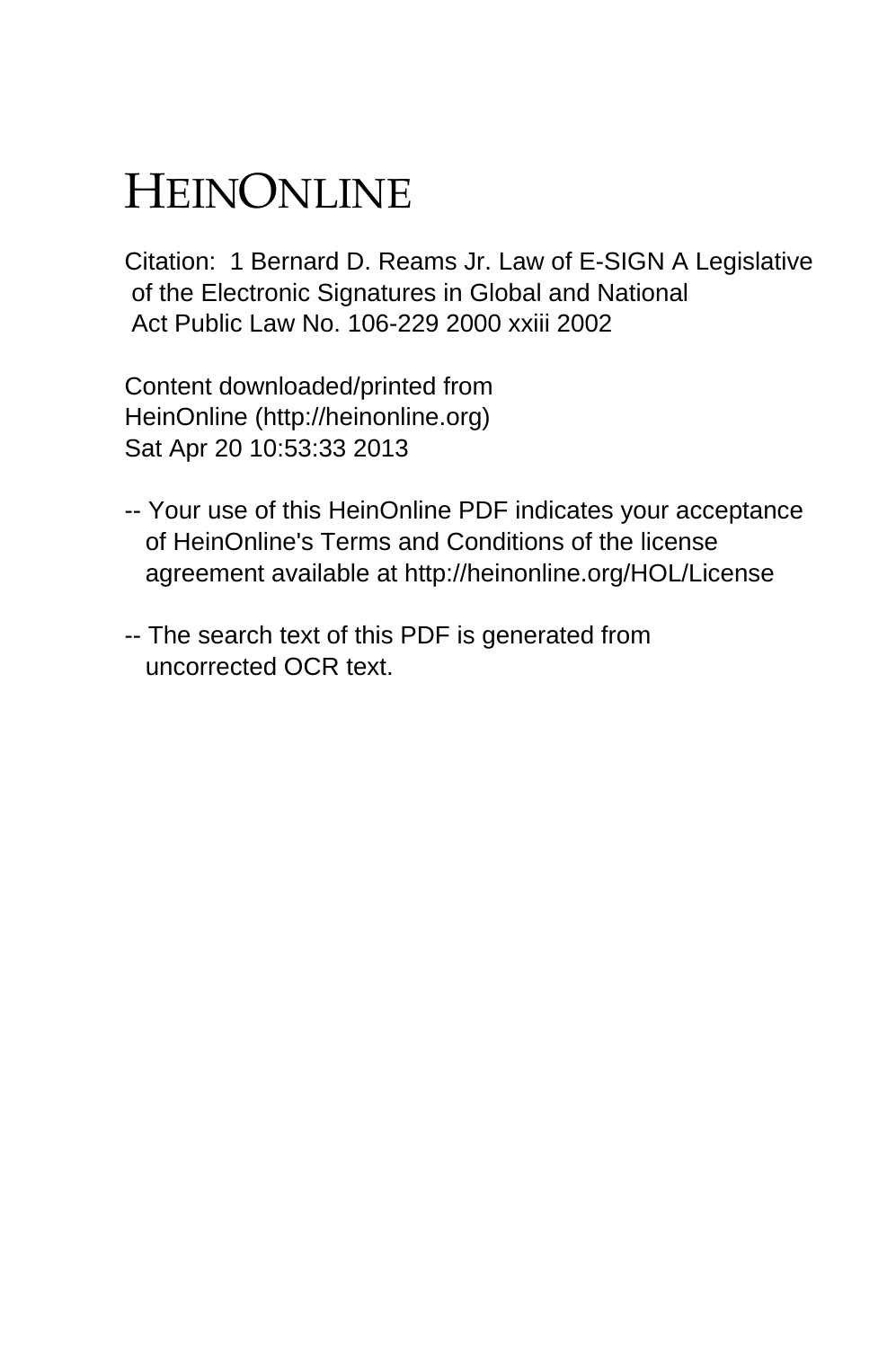# HEINONLINE

Citation: 1 Bernard D. Reams Jr. Law of E-SIGN A Legislative of the Electronic Signatures in Global and National Act Public Law No. 106-229 2000 xxiii 2002

Content downloaded/printed from HeinOnline (http://heinonline.org) Sat Apr 20 10:53:33 2013

-- Your use of this HeinOnline PDF indicates your acceptance of HeinOnline's Terms and Conditions of the license agreement available at http://heinonline.org/HOL/License

-- The search text of this PDF is generated from uncorrected OCR text.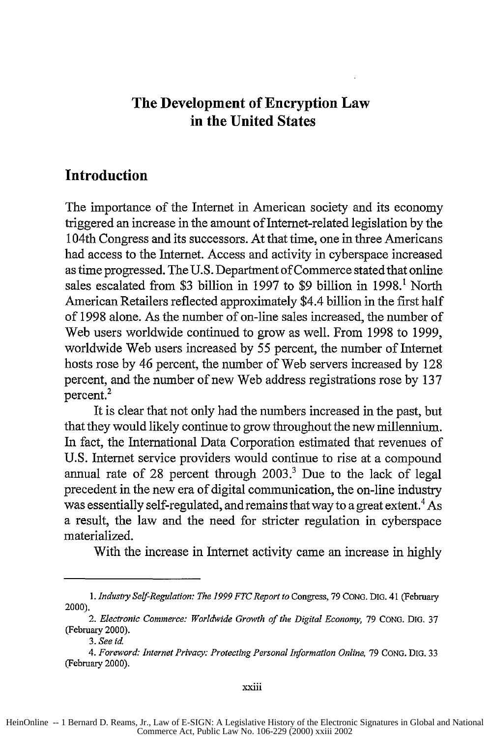# The Development of Encryption Law in the United States

## Introduction

The importance of the Internet in American society and its economy triggered an increase in the amount of Internet-related legislation by the 104th Congress and its successors. At that time, one in three Americans had access to the Internet. Access and activity in cyberspace increased as time progressed. The U.S. Department of Commerce stated that online sales escalated from $3 billion in 1997 to $9 billion in 1998.[1] North American Retailers reflected approximately $4.4 billion in the first half of 1998 alone. As the number of on-line sales increased, the number of Web users worldwide continued to grow as well. From 1998 to 1999, worldwide Web users increased by 55 percent, the number of Internet hosts rose by 46 percent, the number of Web servers increased by 128 percent, and the number of new Web address registrations rose by 137 percent.[2]

It is clear that not only had the numbers increased in the past, but that they would likely continue to grow throughout the new millennium. In fact, the International Data Corporation estimated that revenues of U.S. Internet service providers would continue to rise at a compound annual rate of 28 percent through 2003.[3] Due to the lack of legal precedent in the new era of digital communication, the on-line industry was essentially self-regulated, and remains that way to a great extent.[4] As a result, the law and the need for stricter regulation in cyberspace materialized.

With the increase in Internet activity came an increase in highly

---

1. *Industry Self-Regulation: The 1999 FTC Report to* Congress, 79 CONG. DIG. 41 (February 2000).

2. *Electronic Commerce: Worldwide Growth of the Digital Economy,* 79 CONG. DIG. 37 (February 2000).

3. *See id.*

4. *Foreword: Internet Privacy: Protecting Personal Information Online,* 79 CONG. DIG. 33 (February 2000).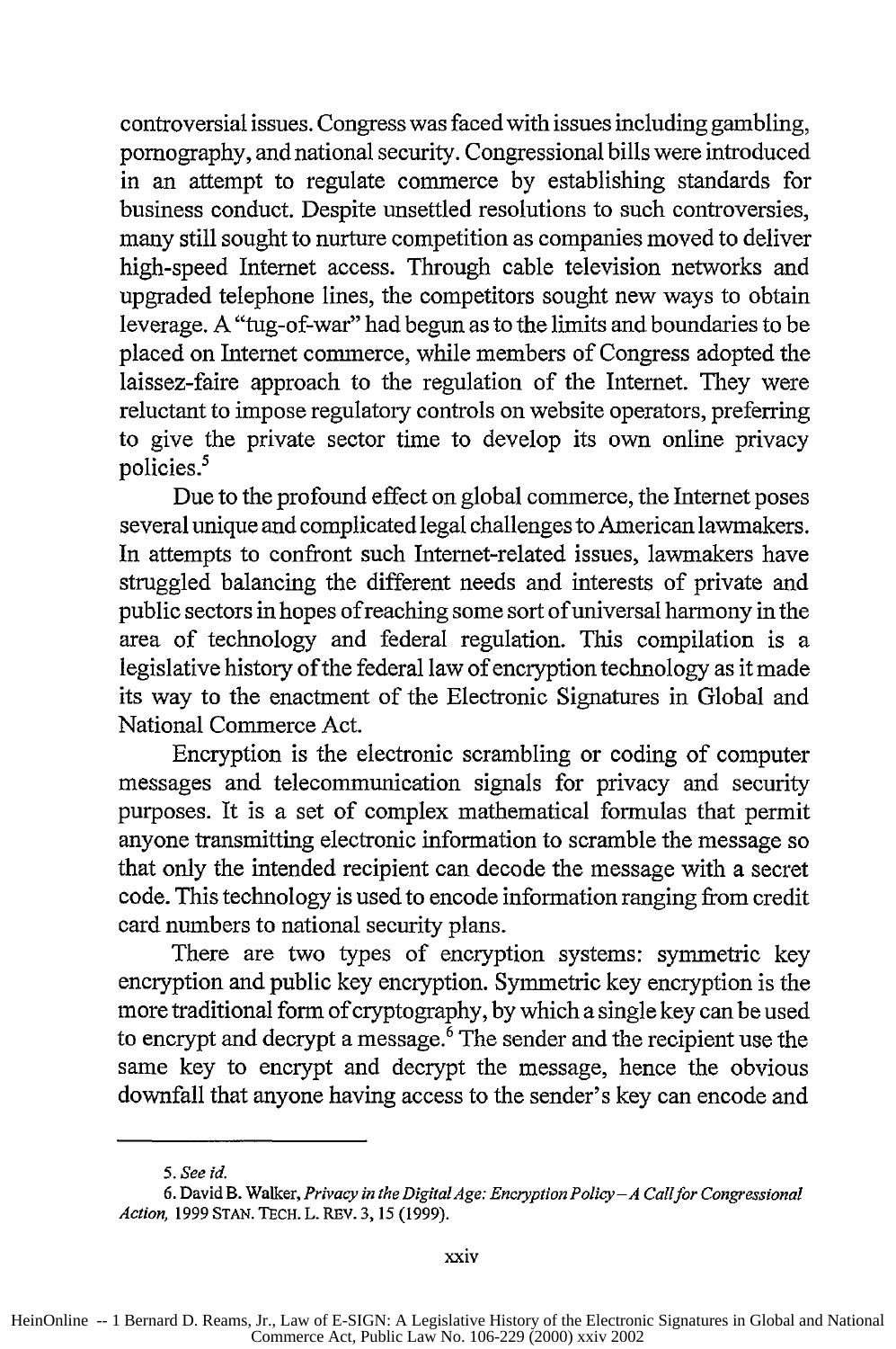controversial issues. Congress was faced with issues including gambling, pornography, and national security. Congressional bills were introduced in an attempt to regulate commerce by establishing standards for business conduct. Despite unsettled resolutions to such controversies, many still sought to nurture competition as companies moved to deliver high-speed Internet access. Through cable television networks and upgraded telephone lines, the competitors sought new ways to obtain leverage. A "tug-of-war" had begun as to the limits and boundaries to be placed on Internet commerce, while members of Congress adopted the laissez-faire approach to the regulation of the Internet. They were reluctant to impose regulatory controls on website operators, preferring to give the private sector time to develop its own online privacy policies.[5]

Due to the profound effect on global commerce, the Internet poses several unique and complicated legal challenges to American lawmakers. In attempts to confront such Internet-related issues, lawmakers have struggled balancing the different needs and interests of private and public sectors in hopes of reaching some sort of universal harmony in the area of technology and federal regulation. This compilation is a legislative history of the federal law of encryption technology as it made its way to the enactment of the Electronic Signatures in Global and National Commerce Act.

Encryption is the electronic scrambling or coding of computer messages and telecommunication signals for privacy and security purposes. It is a set of complex mathematical formulas that permit anyone transmitting electronic information to scramble the message so that only the intended recipient can decode the message with a secret code. This technology is used to encode information ranging from credit card numbers to national security plans.

There are two types of encryption systems: symmetric key encryption and public key encryption. Symmetric key encryption is the more traditional form of cryptography, by which a single key can be used to encrypt and decrypt a message.[6] The sender and the recipient use the same key to encrypt and decrypt the message, hence the obvious downfall that anyone having access to the sender's key can encode and

5. *See id.*

6. David B. Walker, *Privacy in the Digital Age: Encryption Policy – A Call for Congressional Action*, 1999 STAN. TECH. L. REV. 3, 15 (1999).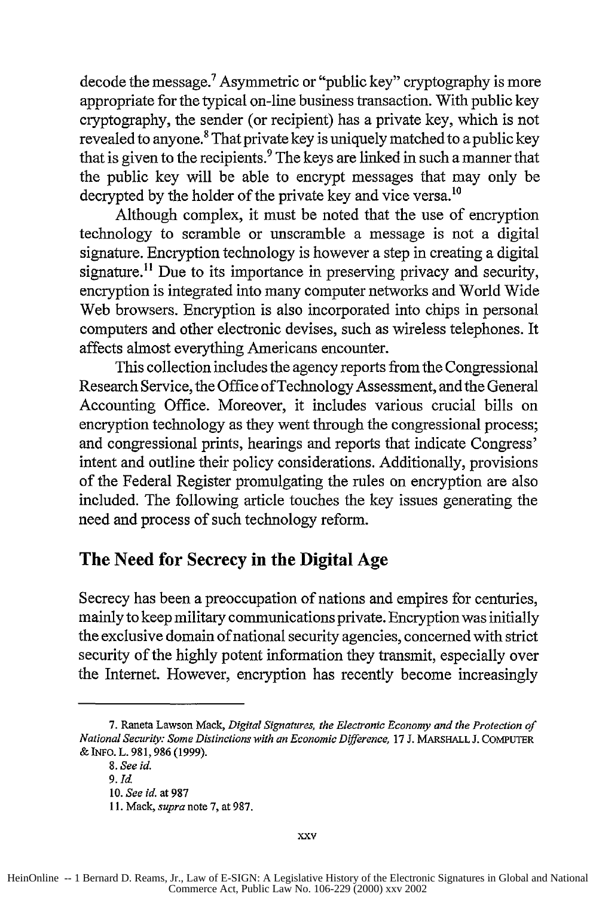decode the message.[7] Asymmetric or "public key" cryptography is more appropriate for the typical on-line business transaction. With public key cryptography, the sender (or recipient) has a private key, which is not revealed to anyone.[8] That private key is uniquely matched to a public key that is given to the recipients.[9] The keys are linked in such a manner that the public key will be able to encrypt messages that may only be decrypted by the holder of the private key and vice versa.[10]

Although complex, it must be noted that the use of encryption technology to scramble or unscramble a message is not a digital signature. Encryption technology is however a step in creating a digital signature.[11] Due to its importance in preserving privacy and security, encryption is integrated into many computer networks and World Wide Web browsers. Encryption is also incorporated into chips in personal computers and other electronic devises, such as wireless telephones. It affects almost everything Americans encounter.

This collection includes the agency reports from the Congressional Research Service, the Office of Technology Assessment, and the General Accounting Office. Moreover, it includes various crucial bills on encryption technology as they went through the congressional process; and congressional prints, hearings and reports that indicate Congress' intent and outline their policy considerations. Additionally, provisions of the Federal Register promulgating the rules on encryption are also included. The following article touches the key issues generating the need and process of such technology reform.

## The Need for Secrecy in the Digital Age

Secrecy has been a preoccupation of nations and empires for centuries, mainly to keep military communications private. Encryption was initially the exclusive domain of national security agencies, concerned with strict security of the highly potent information they transmit, especially over the Internet. However, encryption has recently become increasingly

---

7. Raneta Lawson Mack, *Digital Signatures, the Electronic Economy and the Protection of National Security: Some Distinctions with an Economic Difference*, 17 J. MARSHALL J. COMPUTER & INFO. L. 981, 986 (1999).

8. *See id.*

9. *Id.*

10. *See id.* at 987

11. Mack, *supra* note 7, at 987.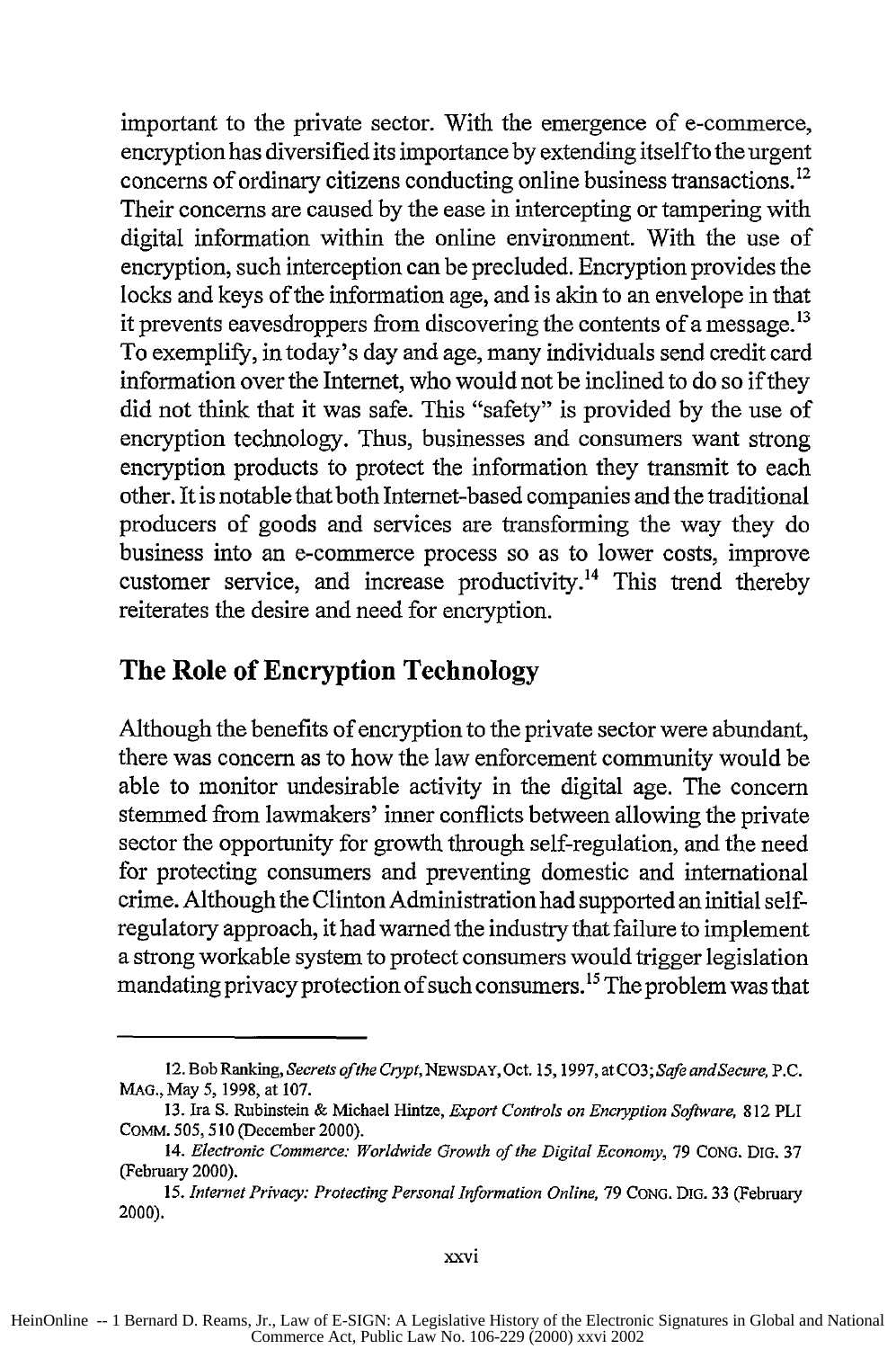important to the private sector. With the emergence of e-commerce, encryption has diversified its importance by extending itself to the urgent concerns of ordinary citizens conducting online business transactions.[12] Their concerns are caused by the ease in intercepting or tampering with digital information within the online environment. With the use of encryption, such interception can be precluded. Encryption provides the locks and keys of the information age, and is akin to an envelope in that it prevents eavesdroppers from discovering the contents of a message.[13] To exemplify, in today's day and age, many individuals send credit card information over the Internet, who would not be inclined to do so if they did not think that it was safe. This "safety" is provided by the use of encryption technology. Thus, businesses and consumers want strong encryption products to protect the information they transmit to each other. It is notable that both Internet-based companies and the traditional producers of goods and services are transforming the way they do business into an e-commerce process so as to lower costs, improve customer service, and increase productivity.[14] This trend thereby reiterates the desire and need for encryption.

## The Role of Encryption Technology

Although the benefits of encryption to the private sector were abundant, there was concern as to how the law enforcement community would be able to monitor undesirable activity in the digital age. The concern stemmed from lawmakers' inner conflicts between allowing the private sector the opportunity for growth through self-regulation, and the need for protecting consumers and preventing domestic and international crime. Although the Clinton Administration had supported an initial self-regulatory approach, it had warned the industry that failure to implement a strong workable system to protect consumers would trigger legislation mandating privacy protection of such consumers.[15] The problem was that

---

12. Bob Ranking, *Secrets of the Crypt*, NEWSDAY, Oct. 15, 1997, at C03; *Safe and Secure*, P.C. MAG., May 5, 1998, at 107.

13. Ira S. Rubinstein & Michael Hintze, *Export Controls on Encryption Software*, 812 PLI COMM. 505, 510 (December 2000).

14. *Electronic Commerce: Worldwide Growth of the Digital Economy*, 79 CONG. DIG. 37 (February 2000).

15. *Internet Privacy: Protecting Personal Information Online*, 79 CONG. DIG. 33 (February 2000).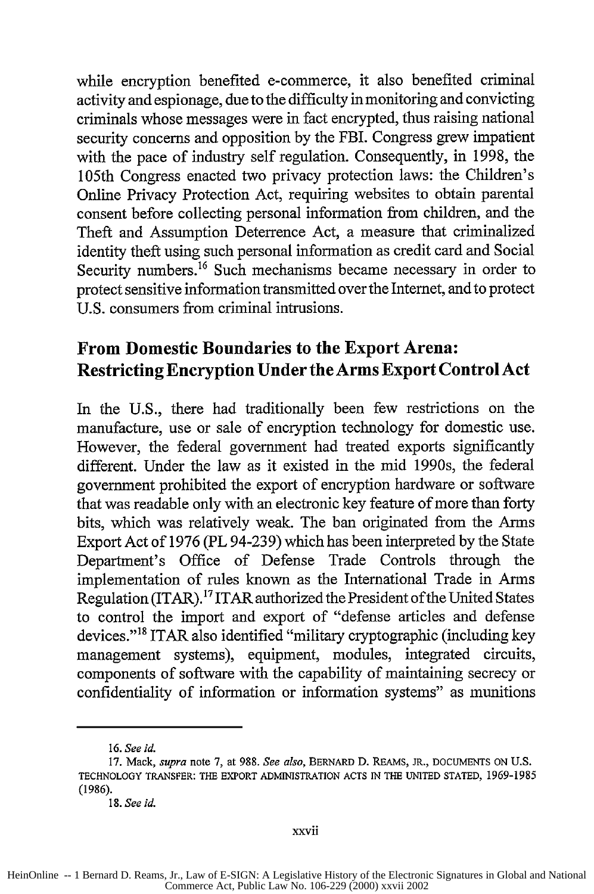while encryption benefited e-commerce, it also benefited criminal activity and espionage, due to the difficulty in monitoring and convicting criminals whose messages were in fact encrypted, thus raising national security concerns and opposition by the FBI. Congress grew impatient with the pace of industry self regulation. Consequently, in 1998, the 105th Congress enacted two privacy protection laws: the Children's Online Privacy Protection Act, requiring websites to obtain parental consent before collecting personal information from children, and the Theft and Assumption Deterrence Act, a measure that criminalized identity theft using such personal information as credit card and Social Security numbers.[16] Such mechanisms became necessary in order to protect sensitive information transmitted over the Internet, and to protect U.S. consumers from criminal intrusions.

## From Domestic Boundaries to the Export Arena: Restricting Encryption Under the Arms Export Control Act

In the U.S., there had traditionally been few restrictions on the manufacture, use or sale of encryption technology for domestic use. However, the federal government had treated exports significantly different. Under the law as it existed in the mid 1990s, the federal government prohibited the export of encryption hardware or software that was readable only with an electronic key feature of more than forty bits, which was relatively weak. The ban originated from the Arms Export Act of 1976 (PL 94-239) which has been interpreted by the State Department's Office of Defense Trade Controls through the implementation of rules known as the International Trade in Arms Regulation (ITAR).[17] ITAR authorized the President of the United States to control the import and export of "defense articles and defense devices."[18] ITAR also identified "military cryptographic (including key management systems), equipment, modules, integrated circuits, components of software with the capability of maintaining secrecy or confidentiality of information or information systems" as munitions

---

16. *See id.*

17. Mack, *supra* note 7, at 988. *See also*, BERNARD D. REAMS, JR., DOCUMENTS ON U.S. TECHNOLOGY TRANSFER: THE EXPORT ADMINISTRATION ACTS IN THE UNITED STATED, 1969-1985 (1986).

18. *See id.*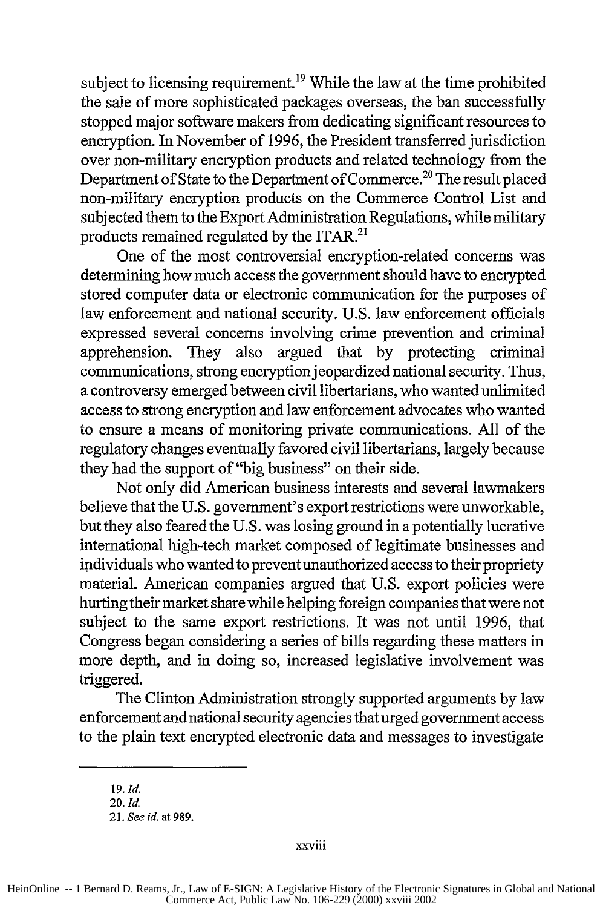subject to licensing requirement.[19] While the law at the time prohibited the sale of more sophisticated packages overseas, the ban successfully stopped major software makers from dedicating significant resources to encryption. In November of 1996, the President transferred jurisdiction over non-military encryption products and related technology from the Department of State to the Department of Commerce.[20] The result placed non-military encryption products on the Commerce Control List and subjected them to the Export Administration Regulations, while military products remained regulated by the ITAR.[21]

One of the most controversial encryption-related concerns was determining how much access the government should have to encrypted stored computer data or electronic communication for the purposes of law enforcement and national security. U.S. law enforcement officials expressed several concerns involving crime prevention and criminal apprehension. They also argued that by protecting criminal communications, strong encryption jeopardized national security. Thus, a controversy emerged between civil libertarians, who wanted unlimited access to strong encryption and law enforcement advocates who wanted to ensure a means of monitoring private communications. All of the regulatory changes eventually favored civil libertarians, largely because they had the support of "big business" on their side.

Not only did American business interests and several lawmakers believe that the U.S. government's export restrictions were unworkable, but they also feared the U.S. was losing ground in a potentially lucrative international high-tech market composed of legitimate businesses and individuals who wanted to prevent unauthorized access to their propriety material. American companies argued that U.S. export policies were hurting their market share while helping foreign companies that were not subject to the same export restrictions. It was not until 1996, that Congress began considering a series of bills regarding these matters in more depth, and in doing so, increased legislative involvement was triggered.

The Clinton Administration strongly supported arguments by law enforcement and national security agencies that urged government access to the plain text encrypted electronic data and messages to investigate

---

19. *Id.*

20. *Id.*

21. *See id.* at 989.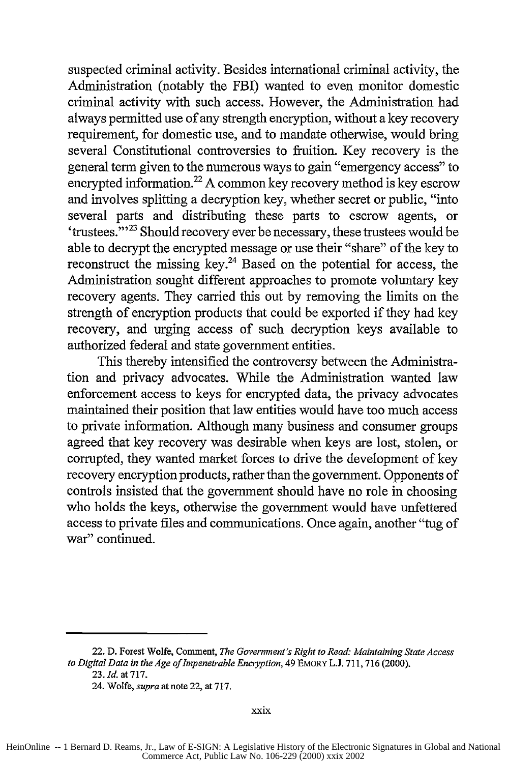suspected criminal activity. Besides international criminal activity, the Administration (notably the FBI) wanted to even monitor domestic criminal activity with such access. However, the Administration had always permitted use of any strength encryption, without a key recovery requirement, for domestic use, and to mandate otherwise, would bring several Constitutional controversies to fruition. Key recovery is the general term given to the numerous ways to gain "emergency access" to encrypted information.[22] A common key recovery method is key escrow and involves splitting a decryption key, whether secret or public, "into several parts and distributing these parts to escrow agents, or 'trustees.'"[23] Should recovery ever be necessary, these trustees would be able to decrypt the encrypted message or use their "share" of the key to reconstruct the missing key.[24] Based on the potential for access, the Administration sought different approaches to promote voluntary key recovery agents. They carried this out by removing the limits on the strength of encryption products that could be exported if they had key recovery, and urging access of such decryption keys available to authorized federal and state government entities.

This thereby intensified the controversy between the Administration and privacy advocates. While the Administration wanted law enforcement access to keys for encrypted data, the privacy advocates maintained their position that law entities would have too much access to private information. Although many business and consumer groups agreed that key recovery was desirable when keys are lost, stolen, or corrupted, they wanted market forces to drive the development of key recovery encryption products, rather than the government. Opponents of controls insisted that the government should have no role in choosing who holds the keys, otherwise the government would have unfettered access to private files and communications. Once again, another "tug of war" continued.

---

22. D. Forest Wolfe, Comment, *The Government's Right to Read: Maintaining State Access to Digital Data in the Age of Impenetrable Encryption*, 49 EMORY L.J. 711, 716 (2000).

23. *Id.* at 717.

24. Wolfe, *supra* at note 22, at 717.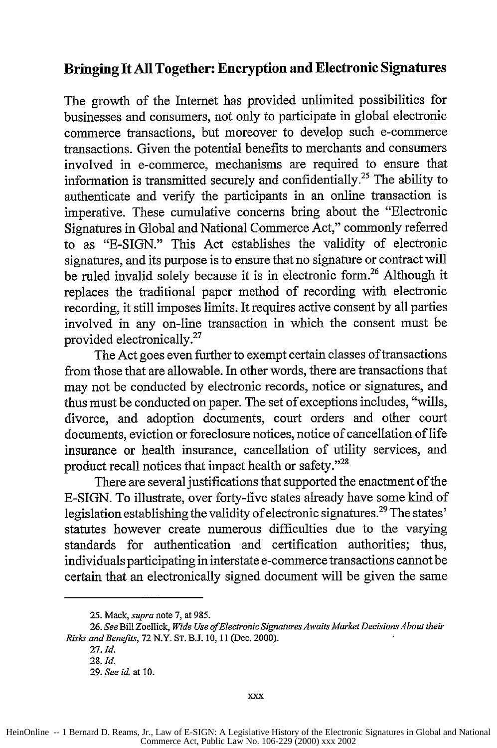## Bringing It All Together: Encryption and Electronic Signatures

The growth of the Internet has provided unlimited possibilities for businesses and consumers, not only to participate in global electronic commerce transactions, but moreover to develop such e-commerce transactions. Given the potential benefits to merchants and consumers involved in e-commerce, mechanisms are required to ensure that information is transmitted securely and confidentially.[25] The ability to authenticate and verify the participants in an online transaction is imperative. These cumulative concerns bring about the "Electronic Signatures in Global and National Commerce Act," commonly referred to as "E-SIGN." This Act establishes the validity of electronic signatures, and its purpose is to ensure that no signature or contract will be ruled invalid solely because it is in electronic form.[26] Although it replaces the traditional paper method of recording with electronic recording, it still imposes limits. It requires active consent by all parties involved in any on-line transaction in which the consent must be provided electronically.[27]

The Act goes even further to exempt certain classes of transactions from those that are allowable. In other words, there are transactions that may not be conducted by electronic records, notice or signatures, and thus must be conducted on paper. The set of exceptions includes, "wills, divorce, and adoption documents, court orders and other court documents, eviction or foreclosure notices, notice of cancellation of life insurance or health insurance, cancellation of utility services, and product recall notices that impact health or safety."[28]

There are several justifications that supported the enactment of the E-SIGN. To illustrate, over forty-five states already have some kind of legislation establishing the validity of electronic signatures.[29] The states' statutes however create numerous difficulties due to the varying standards for authentication and certification authorities; thus, individuals participating in interstate e-commerce transactions cannot be certain that an electronically signed document will be given the same

---

25. Mack, *supra* note 7, at 985.

26. *See* Bill Zoellick, *Wide Use of Electronic Signatures Awaits Market Decisions About their Risks and Benefits*, 72 N.Y. ST. B.J. 10, 11 (Dec. 2000).

27. *Id.*

28. *Id.*

29. *See id.* at 10.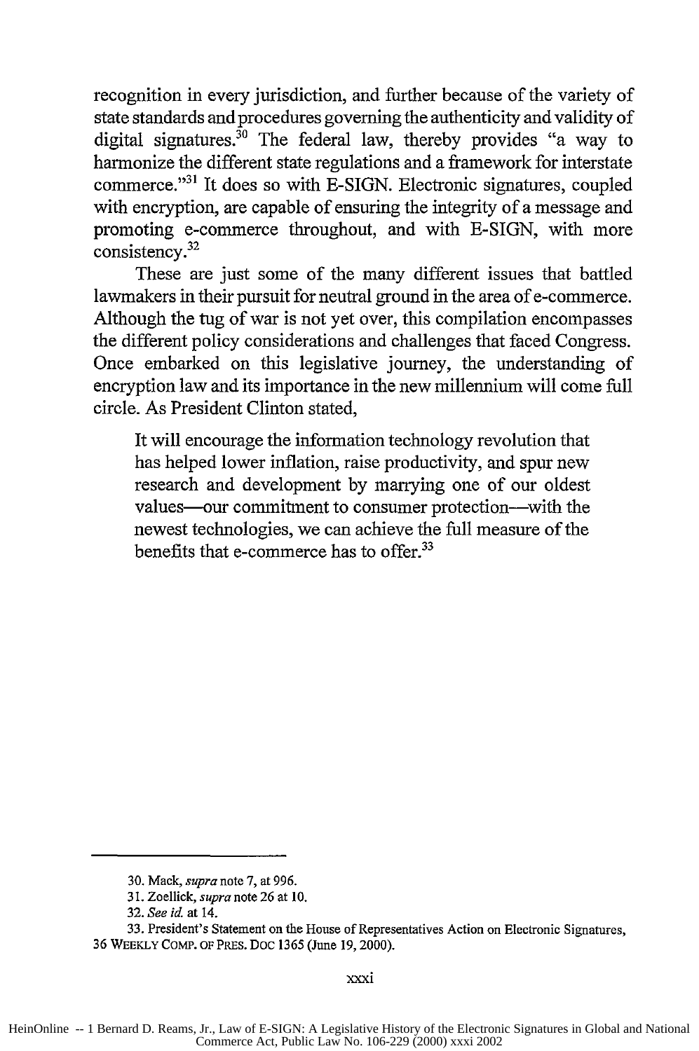recognition in every jurisdiction, and further because of the variety of state standards and procedures governing the authenticity and validity of digital signatures.[30] The federal law, thereby provides "a way to harmonize the different state regulations and a framework for interstate commerce."[31] It does so with E-SIGN. Electronic signatures, coupled with encryption, are capable of ensuring the integrity of a message and promoting e-commerce throughout, and with E-SIGN, with more consistency.[32]

These are just some of the many different issues that battled lawmakers in their pursuit for neutral ground in the area of e-commerce. Although the tug of war is not yet over, this compilation encompasses the different policy considerations and challenges that faced Congress. Once embarked on this legislative journey, the understanding of encryption law and its importance in the new millennium will come full circle. As President Clinton stated,

> It will encourage the information technology revolution that has helped lower inflation, raise productivity, and spur new research and development by marrying one of our oldest values—our commitment to consumer protection—with the newest technologies, we can achieve the full measure of the benefits that e-commerce has to offer.[33]

---

30. Mack, *supra* note 7, at 996.

31. Zoellick, *supra* note 26 at 10.

32. *See id.* at 14.

33. President's Statement on the House of Representatives Action on Electronic Signatures, 36 WEEKLY COMP. OF PRES. DOC 1365 (June 19, 2000).